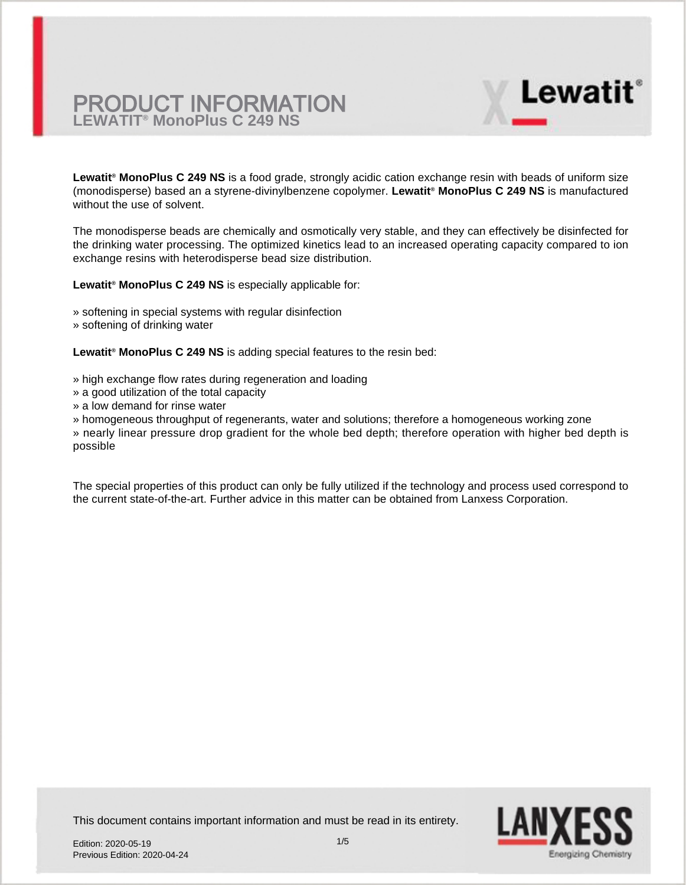# PRODUCT INFORMATION

## LEWATIT® MonoPlus C 249 NS

**Lewatit® MonoPlus C 249 NS** is a food grade, strongly acidic cation exchange resin with beads of uniform size (monodisperse) based an a styrene-divinylbenzene copolymer. **Lewatit® MonoPlus C 249 NS** is manufactured without the use of solvent.

The monodisperse beads are chemically and osmotically very stable, and they can effectively be disinfected for the drinking water processing. The optimized kinetics lead to an increased operating capacity compared to ion exchange resins with heterodisperse bead size distribution.

**Lewatit® MonoPlus C 249 NS** is especially applicable for:

» softening in special systems with regular disinfection
» softening of drinking water

**Lewatit® MonoPlus C 249 NS** is adding special features to the resin bed:

» high exchange flow rates during regeneration and loading
» a good utilization of the total capacity
» a low demand for rinse water
» homogeneous throughput of regenerants, water and solutions; therefore a homogeneous working zone
» nearly linear pressure drop gradient for the whole bed depth; therefore operation with higher bed depth is possible

The special properties of this product can only be fully utilized if the technology and process used correspond to the current state-of-the-art. Further advice in this matter can be obtained from Lanxess Corporation.

This document contains important information and must be read in its entirety.

Edition: 2020-05-19
Previous Edition: 2020-04-24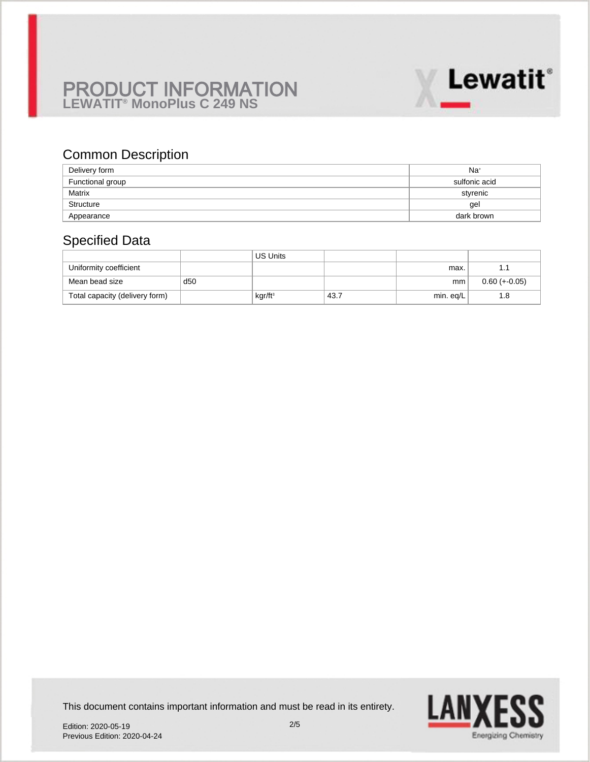# PRODUCT INFORMATION
## LEWATIT® MonoPlus C 249 NS

## Common Description

| | |
|---|---|
| Delivery form | $Na^+$ |
| Functional group | sulfonic acid |
| Matrix | styrenic |
| Structure | gel |
| Appearance | dark brown |

## Specified Data

| | | US Units | | | |
|---|---|---|---|---|---|
| Uniformity coefficient | | | | max. | 1.1 |
| Mean bead size | d50 | | | mm | 0.60 (+-0.05) |
| Total capacity (delivery form) | | $kgr/ft^3$ | 43.7 | min. eq/L | 1.8 |

This document contains important information and must be read in its entirety.

Edition: 2020-05-19
Previous Edition: 2020-04-24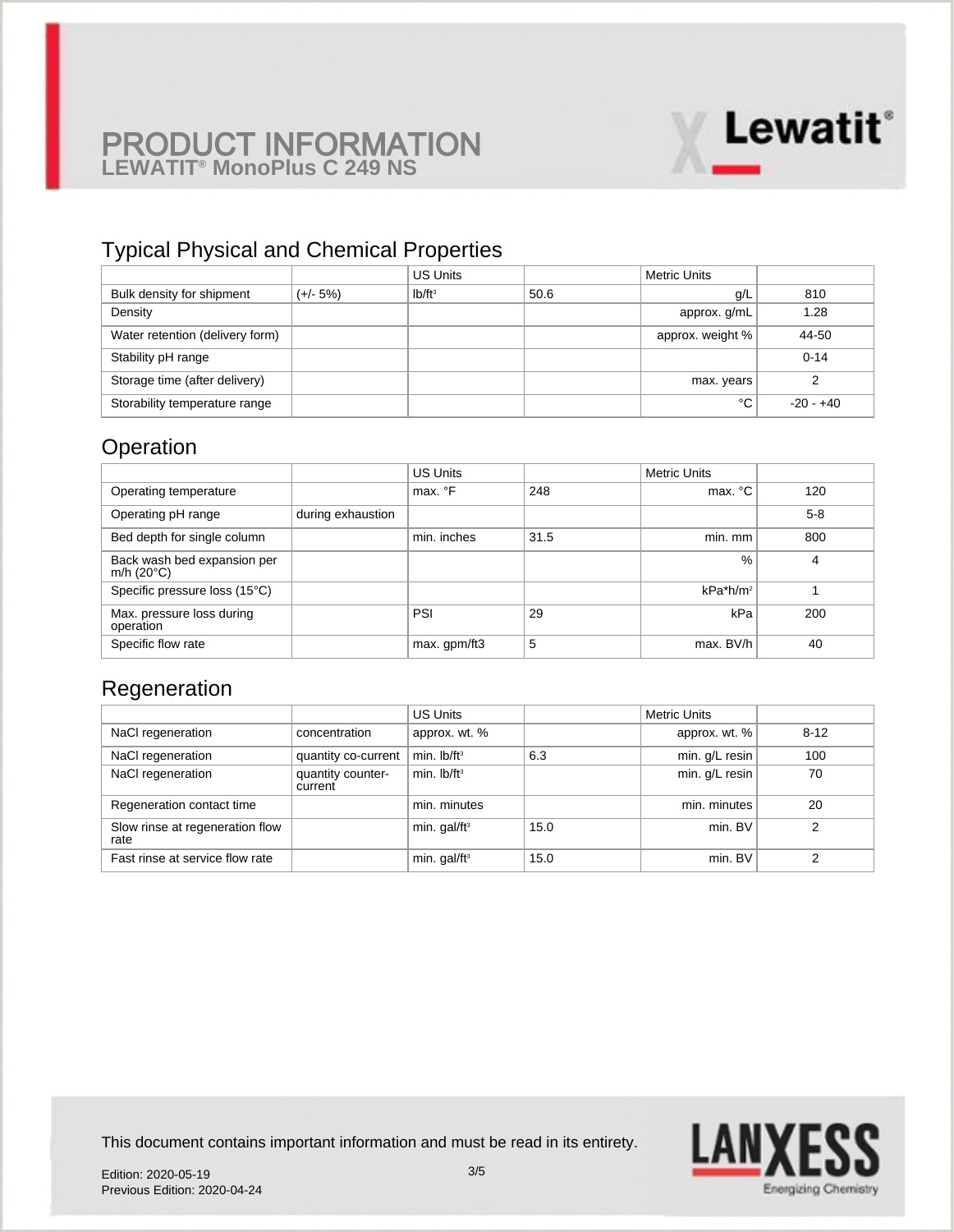# PRODUCT INFORMATION
## LEWATIT® MonoPlus C 249 NS

## Typical Physical and Chemical Properties

| | | US Units | | Metric Units | |
|---|---|---|---|---|---|
| Bulk density for shipment | (+/- 5%) | lb/ft³ | 50.6 | g/L | 810 |
| Density | | | | approx. g/mL | 1.28 |
| Water retention (delivery form) | | | | approx. weight % | 44-50 |
| Stability pH range | | | | | 0-14 |
| Storage time (after delivery) | | | | max. years | 2 |
| Storability temperature range | | | | °C | -20 - +40 |

## Operation

| | | US Units | | Metric Units | |
|---|---|---|---|---|---|
| Operating temperature | | max. °F | 248 | max. °C | 120 |
| Operating pH range | during exhaustion | | | | 5-8 |
| Bed depth for single column | | min. inches | 31.5 | min. mm | 800 |
| Back wash bed expansion per m/h (20°C) | | | | % | 4 |
| Specific pressure loss (15°C) | | | | kPa*h/m² | 1 |
| Max. pressure loss during operation | | PSI | 29 | kPa | 200 |
| Specific flow rate | | max. gpm/ft3 | 5 | max. BV/h | 40 |

## Regeneration

| | | US Units | | Metric Units | |
|---|---|---|---|---|---|
| NaCl regeneration | concentration | approx. wt. % | | approx. wt. % | 8-12 |
| NaCl regeneration | quantity co-current | min. lb/ft³ | 6.3 | min. g/L resin | 100 |
| NaCl regeneration | quantity counter-current | min. lb/ft³ | | min. g/L resin | 70 |
| Regeneration contact time | | min. minutes | | min. minutes | 20 |
| Slow rinse at regeneration flow rate | | min. gal/ft³ | 15.0 | min. BV | 2 |
| Fast rinse at service flow rate | | min. gal/ft³ | 15.0 | min. BV | 2 |

This document contains important information and must be read in its entirety.

Edition: 2020-05-19
Previous Edition: 2020-04-24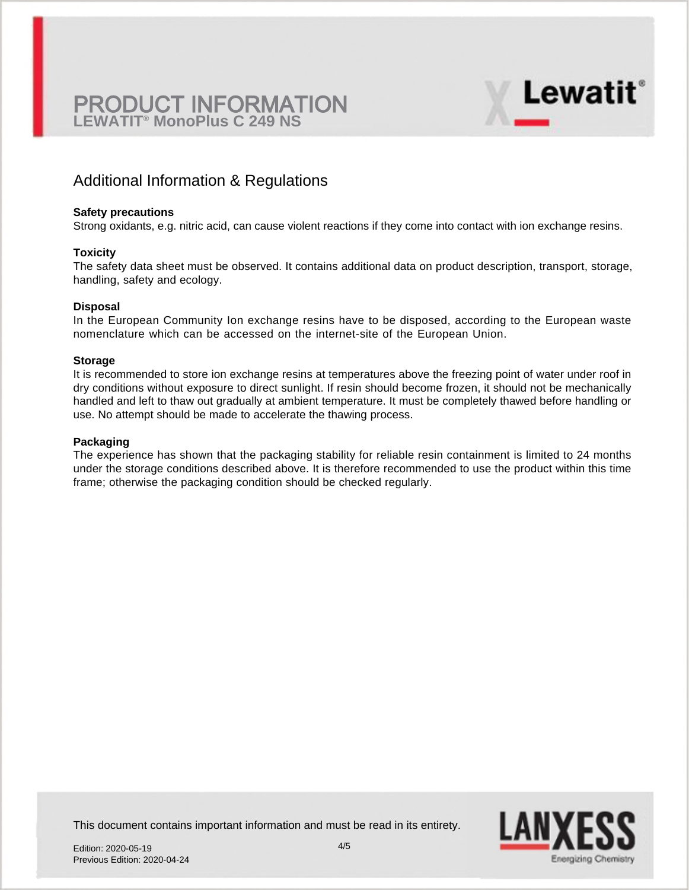## Additional Information & Regulations

**Safety precautions**
Strong oxidants, e.g. nitric acid, can cause violent reactions if they come into contact with ion exchange resins.

**Toxicity**
The safety data sheet must be observed. It contains additional data on product description, transport, storage, handling, safety and ecology.

**Disposal**
In the European Community Ion exchange resins have to be disposed, according to the European waste nomenclature which can be accessed on the internet-site of the European Union.

**Storage**
It is recommended to store ion exchange resins at temperatures above the freezing point of water under roof in dry conditions without exposure to direct sunlight. If resin should become frozen, it should not be mechanically handled and left to thaw out gradually at ambient temperature. It must be completely thawed before handling or use. No attempt should be made to accelerate the thawing process.

**Packaging**
The experience has shown that the packaging stability for reliable resin containment is limited to 24 months under the storage conditions described above. It is therefore recommended to use the product within this time frame; otherwise the packaging condition should be checked regularly.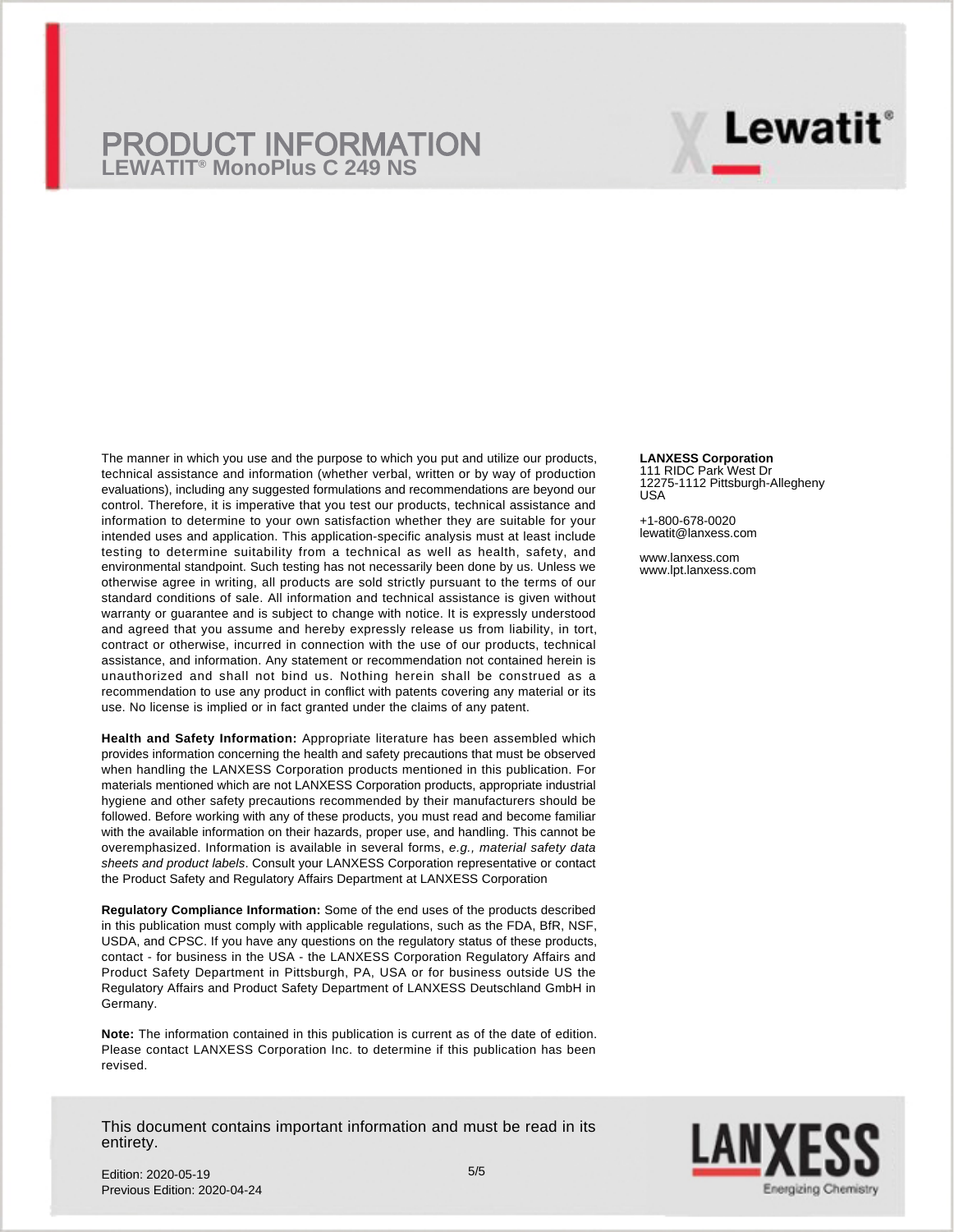# PRODUCT INFORMATION

## LEWATIT® MonoPlus C 249 NS

The manner in which you use and the purpose to which you put and utilize our products, technical assistance and information (whether verbal, written or by way of production evaluations), including any suggested formulations and recommendations are beyond our control. Therefore, it is imperative that you test our products, technical assistance and information to determine to your own satisfaction whether they are suitable for your intended uses and application. This application-specific analysis must at least include testing to determine suitability from a technical as well as health, safety, and environmental standpoint. Such testing has not necessarily been done by us. Unless we otherwise agree in writing, all products are sold strictly pursuant to the terms of our standard conditions of sale. All information and technical assistance is given without warranty or guarantee and is subject to change with notice. It is expressly understood and agreed that you assume and hereby expressly release us from liability, in tort, contract or otherwise, incurred in connection with the use of our products, technical assistance, and information. Any statement or recommendation not contained herein is unauthorized and shall not bind us. Nothing herein shall be construed as a recommendation to use any product in conflict with patents covering any material or its use. No license is implied or in fact granted under the claims of any patent.

**Health and Safety Information:** Appropriate literature has been assembled which provides information concerning the health and safety precautions that must be observed when handling the LANXESS Corporation products mentioned in this publication. For materials mentioned which are not LANXESS Corporation products, appropriate industrial hygiene and other safety precautions recommended by their manufacturers should be followed. Before working with any of these products, you must read and become familiar with the available information on their hazards, proper use, and handling. This cannot be overemphasized. Information is available in several forms, *e.g., material safety data sheets and product labels*. Consult your LANXESS Corporation representative or contact the Product Safety and Regulatory Affairs Department at LANXESS Corporation

**Regulatory Compliance Information:** Some of the end uses of the products described in this publication must comply with applicable regulations, such as the FDA, BfR, NSF, USDA, and CPSC. If you have any questions on the regulatory status of these products, contact - for business in the USA - the LANXESS Corporation Regulatory Affairs and Product Safety Department in Pittsburgh, PA, USA or for business outside US the Regulatory Affairs and Product Safety Department of LANXESS Deutschland GmbH in Germany.

**Note:** The information contained in this publication is current as of the date of edition. Please contact LANXESS Corporation Inc. to determine if this publication has been revised.

**LANXESS Corporation**
111 RIDC Park West Dr
12275-1112 Pittsburgh-Allegheny
USA

+1-800-678-0020
lewatit@lanxess.com

www.lanxess.com
www.lpt.lanxess.com

This document contains important information and must be read in its entirety.

Edition: 2020-05-19
Previous Edition: 2020-04-24